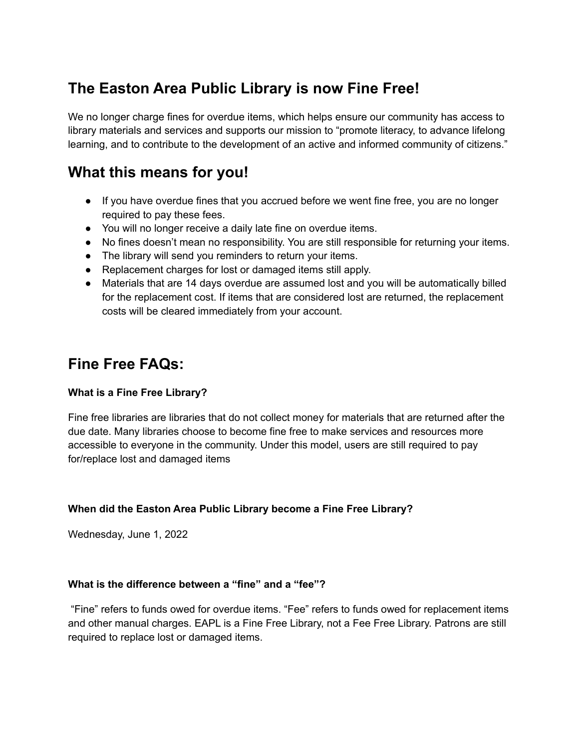# The Easton Area Public Library is now Fine Free!

We no longer charge fines for overdue items, which helps ensure our community has access to library materials and services and supports our mission to "promote literacy, to advance lifelong learning, and to contribute to the development of an active and informed community of citizens."

# What this means for you!

- If you have overdue fines that you accrued before we went fine free, you are no longer required to pay these fees.
- You will no longer receive a daily late fine on overdue items.
- No fines doesn't mean no responsibility. You are still responsible for returning your items.
- The library will send you reminders to return your items.
- Replacement charges for lost or damaged items still apply.
- Materials that are 14 days overdue are assumed lost and you will be automatically billed for the replacement cost. If items that are considered lost are returned, the replacement costs will be cleared immediately from your account.

# Fine Free FAQs:

**What is a Fine Free Library?**

Fine free libraries are libraries that do not collect money for materials that are returned after the due date. Many libraries choose to become fine free to make services and resources more accessible to everyone in the community. Under this model, users are still required to pay for/replace lost and damaged items

**When did the Easton Area Public Library become a Fine Free Library?**

Wednesday, June 1, 2022

**What is the difference between a "fine" and a "fee"?**

"Fine" refers to funds owed for overdue items. "Fee" refers to funds owed for replacement items and other manual charges. EAPL is a Fine Free Library, not a Fee Free Library. Patrons are still required to replace lost or damaged items.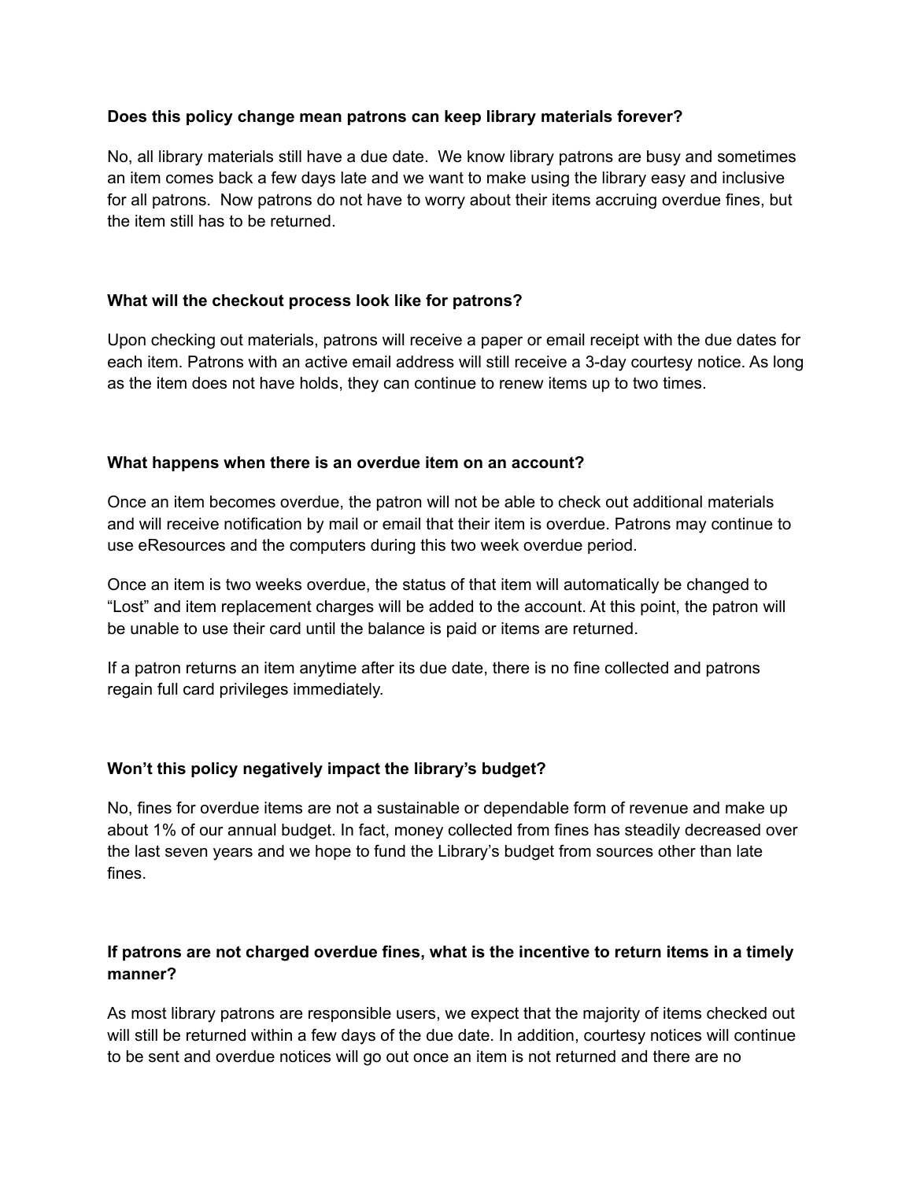**Does this policy change mean patrons can keep library materials forever?**

No, all library materials still have a due date. We know library patrons are busy and sometimes an item comes back a few days late and we want to make using the library easy and inclusive for all patrons. Now patrons do not have to worry about their items accruing overdue fines, but the item still has to be returned.

**What will the checkout process look like for patrons?**

Upon checking out materials, patrons will receive a paper or email receipt with the due dates for each item. Patrons with an active email address will still receive a 3-day courtesy notice. As long as the item does not have holds, they can continue to renew items up to two times.

**What happens when there is an overdue item on an account?**

Once an item becomes overdue, the patron will not be able to check out additional materials and will receive notification by mail or email that their item is overdue. Patrons may continue to use eResources and the computers during this two week overdue period.

Once an item is two weeks overdue, the status of that item will automatically be changed to "Lost" and item replacement charges will be added to the account. At this point, the patron will be unable to use their card until the balance is paid or items are returned.

If a patron returns an item anytime after its due date, there is no fine collected and patrons regain full card privileges immediately.

**Won't this policy negatively impact the library's budget?**

No, fines for overdue items are not a sustainable or dependable form of revenue and make up about 1% of our annual budget. In fact, money collected from fines has steadily decreased over the last seven years and we hope to fund the Library's budget from sources other than late fines.

**If patrons are not charged overdue fines, what is the incentive to return items in a timely manner?**

As most library patrons are responsible users, we expect that the majority of items checked out will still be returned within a few days of the due date. In addition, courtesy notices will continue to be sent and overdue notices will go out once an item is not returned and there are no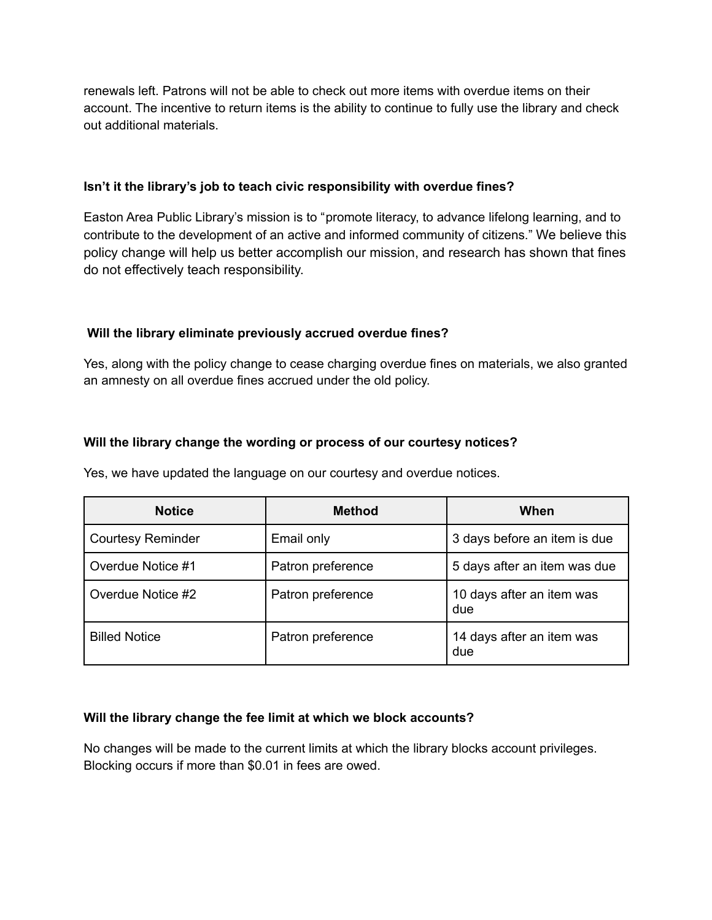renewals left. Patrons will not be able to check out more items with overdue items on their account. The incentive to return items is the ability to continue to fully use the library and check out additional materials.

**Isn't it the library's job to teach civic responsibility with overdue fines?**

Easton Area Public Library's mission is to "promote literacy, to advance lifelong learning, and to contribute to the development of an active and informed community of citizens." We believe this policy change will help us better accomplish our mission, and research has shown that fines do not effectively teach responsibility.

**Will the library eliminate previously accrued overdue fines?**

Yes, along with the policy change to cease charging overdue fines on materials, we also granted an amnesty on all overdue fines accrued under the old policy.

**Will the library change the wording or process of our courtesy notices?**

Yes, we have updated the language on our courtesy and overdue notices.

| Notice | Method | When |
|---|---|---|
| Courtesy Reminder | Email only | 3 days before an item is due |
| Overdue Notice #1 | Patron preference | 5 days after an item was due |
| Overdue Notice #2 | Patron preference | 10 days after an item was due |
| Billed Notice | Patron preference | 14 days after an item was due |

**Will the library change the fee limit at which we block accounts?**

No changes will be made to the current limits at which the library blocks account privileges. Blocking occurs if more than $0.01 in fees are owed.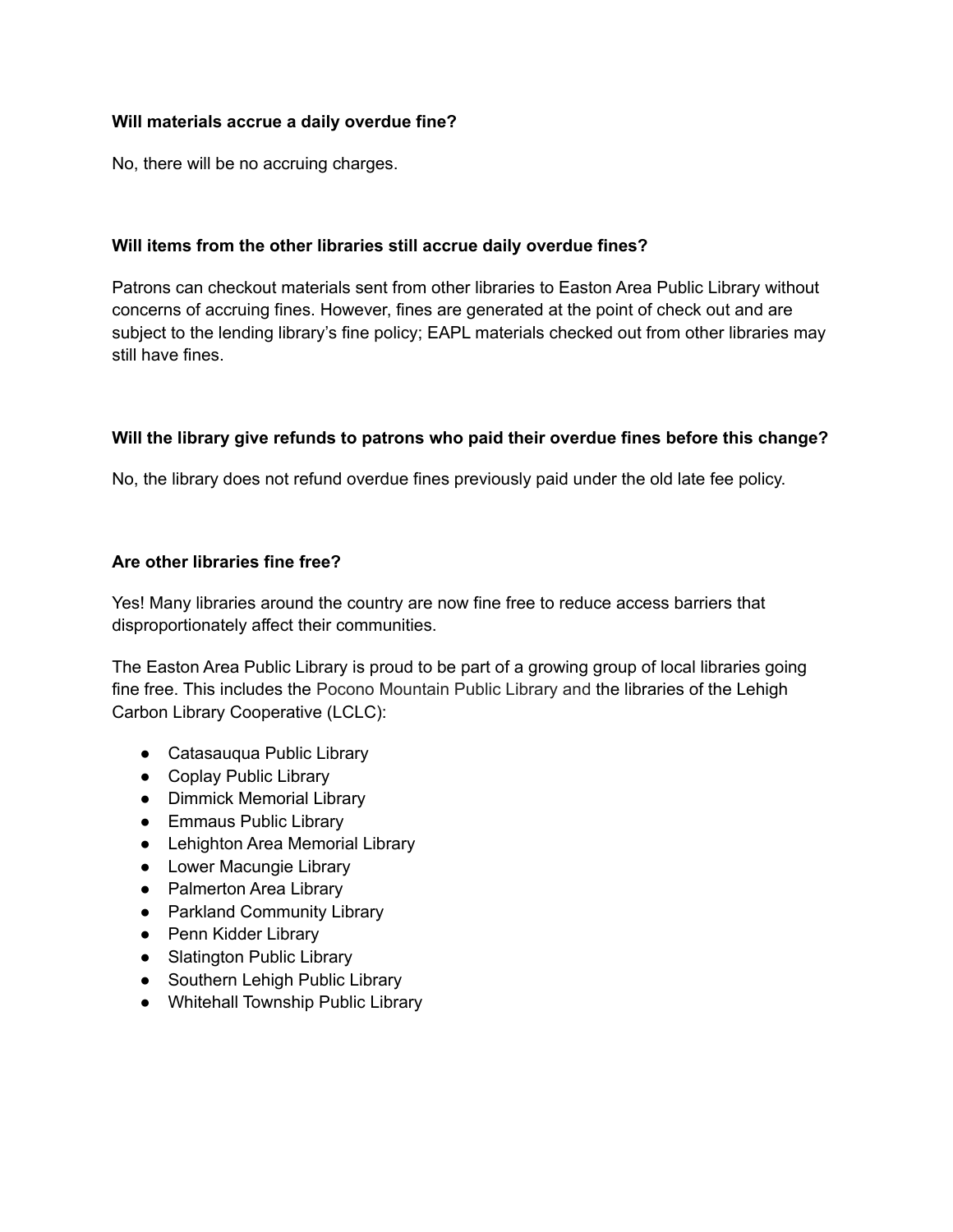**Will materials accrue a daily overdue fine?**

No, there will be no accruing charges.

**Will items from the other libraries still accrue daily overdue fines?**

Patrons can checkout materials sent from other libraries to Easton Area Public Library without concerns of accruing fines. However, fines are generated at the point of check out and are subject to the lending library's fine policy; EAPL materials checked out from other libraries may still have fines.

**Will the library give refunds to patrons who paid their overdue fines before this change?**

No, the library does not refund overdue fines previously paid under the old late fee policy.

**Are other libraries fine free?**

Yes! Many libraries around the country are now fine free to reduce access barriers that disproportionately affect their communities.

The Easton Area Public Library is proud to be part of a growing group of local libraries going fine free. This includes the Pocono Mountain Public Library and the libraries of the Lehigh Carbon Library Cooperative (LCLC):

- Catasauqua Public Library
- Coplay Public Library
- Dimmick Memorial Library
- Emmaus Public Library
- Lehighton Area Memorial Library
- Lower Macungie Library
- Palmerton Area Library
- Parkland Community Library
- Penn Kidder Library
- Slatington Public Library
- Southern Lehigh Public Library
- Whitehall Township Public Library